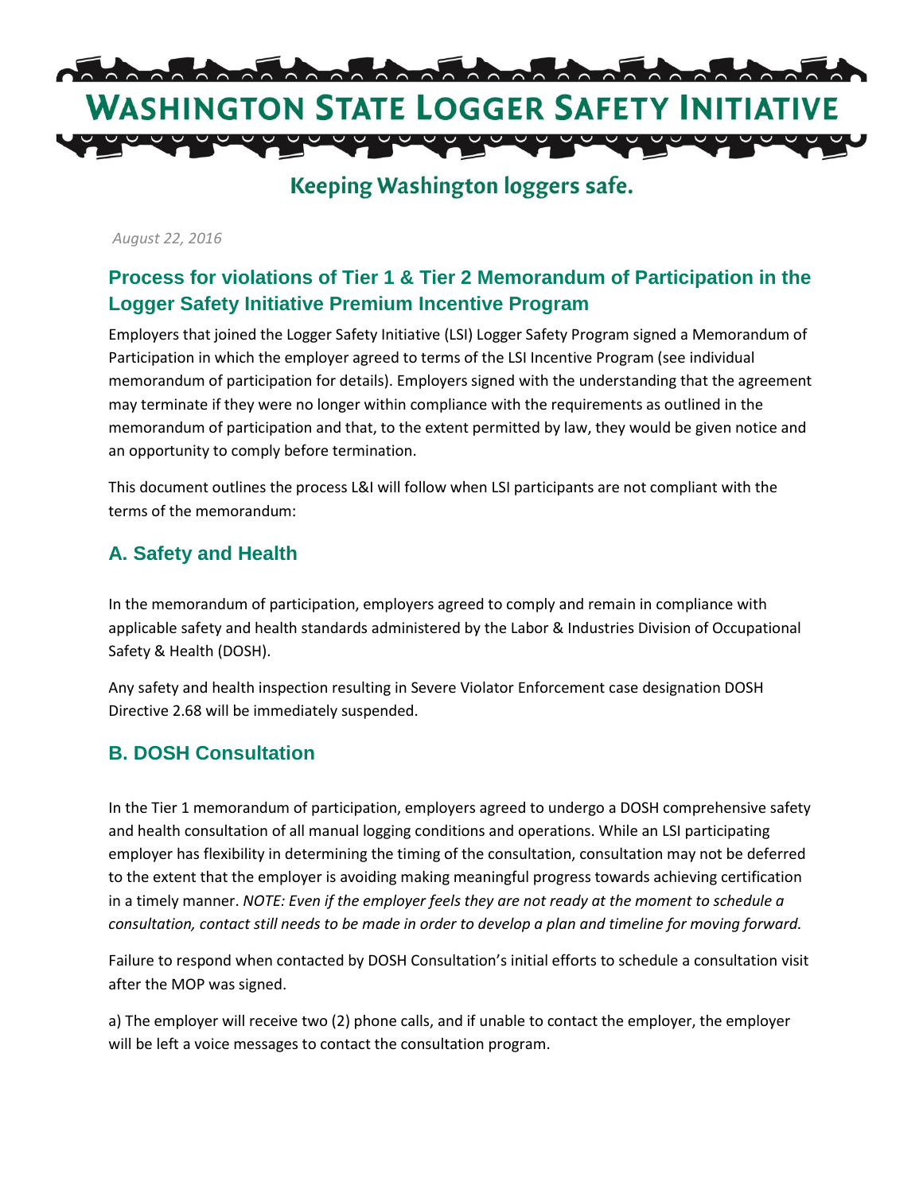# Washington State Logger Safety Initiative

Keeping Washington loggers safe.

*August 22, 2016*

## Process for violations of Tier 1 & Tier 2 Memorandum of Participation in the Logger Safety Initiative Premium Incentive Program

Employers that joined the Logger Safety Initiative (LSI) Logger Safety Program signed a Memorandum of Participation in which the employer agreed to terms of the LSI Incentive Program (see individual memorandum of participation for details). Employers signed with the understanding that the agreement may terminate if they were no longer within compliance with the requirements as outlined in the memorandum of participation and that, to the extent permitted by law, they would be given notice and an opportunity to comply before termination.

This document outlines the process L&I will follow when LSI participants are not compliant with the terms of the memorandum:

### A. Safety and Health

In the memorandum of participation, employers agreed to comply and remain in compliance with applicable safety and health standards administered by the Labor & Industries Division of Occupational Safety & Health (DOSH).

Any safety and health inspection resulting in Severe Violator Enforcement case designation DOSH Directive 2.68 will be immediately suspended.

### B. DOSH Consultation

In the Tier 1 memorandum of participation, employers agreed to undergo a DOSH comprehensive safety and health consultation of all manual logging conditions and operations. While an LSI participating employer has flexibility in determining the timing of the consultation, consultation may not be deferred to the extent that the employer is avoiding making meaningful progress towards achieving certification in a timely manner. *NOTE: Even if the employer feels they are not ready at the moment to schedule a consultation, contact still needs to be made in order to develop a plan and timeline for moving forward.*

Failure to respond when contacted by DOSH Consultation's initial efforts to schedule a consultation visit after the MOP was signed.

a) The employer will receive two (2) phone calls, and if unable to contact the employer, the employer will be left a voice messages to contact the consultation program.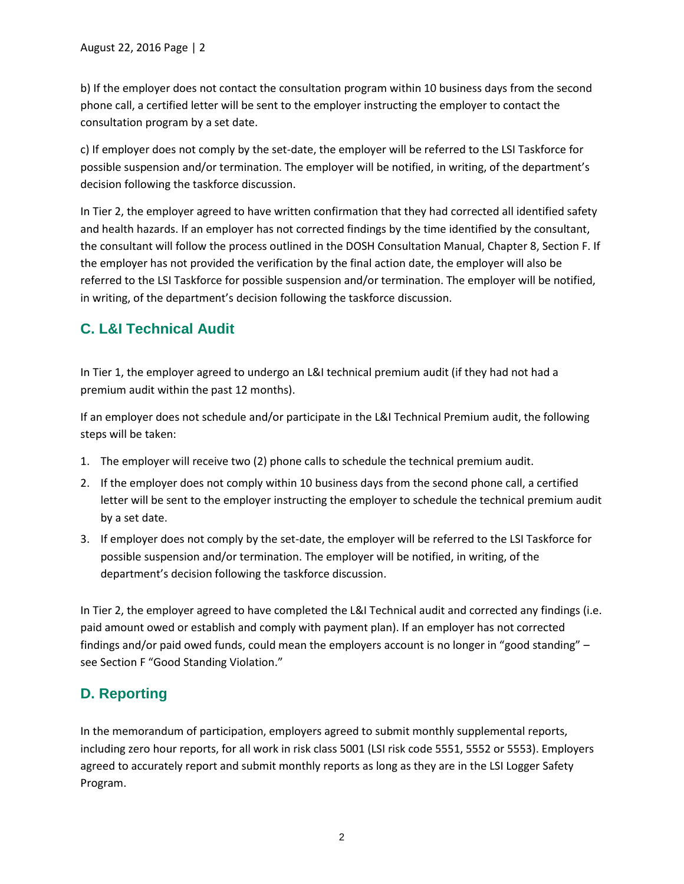b) If the employer does not contact the consultation program within 10 business days from the second phone call, a certified letter will be sent to the employer instructing the employer to contact the consultation program by a set date.

c) If employer does not comply by the set-date, the employer will be referred to the LSI Taskforce for possible suspension and/or termination. The employer will be notified, in writing, of the department's decision following the taskforce discussion.

In Tier 2, the employer agreed to have written confirmation that they had corrected all identified safety and health hazards. If an employer has not corrected findings by the time identified by the consultant, the consultant will follow the process outlined in the DOSH Consultation Manual, Chapter 8, Section F. If the employer has not provided the verification by the final action date, the employer will also be referred to the LSI Taskforce for possible suspension and/or termination. The employer will be notified, in writing, of the department's decision following the taskforce discussion.

## C. L&I Technical Audit

In Tier 1, the employer agreed to undergo an L&I technical premium audit (if they had not had a premium audit within the past 12 months).

If an employer does not schedule and/or participate in the L&I Technical Premium audit, the following steps will be taken:

1. The employer will receive two (2) phone calls to schedule the technical premium audit.
2. If the employer does not comply within 10 business days from the second phone call, a certified letter will be sent to the employer instructing the employer to schedule the technical premium audit by a set date.
3. If employer does not comply by the set-date, the employer will be referred to the LSI Taskforce for possible suspension and/or termination. The employer will be notified, in writing, of the department's decision following the taskforce discussion.

In Tier 2, the employer agreed to have completed the L&I Technical audit and corrected any findings (i.e. paid amount owed or establish and comply with payment plan). If an employer has not corrected findings and/or paid owed funds, could mean the employers account is no longer in "good standing" – see Section F "Good Standing Violation."

## D. Reporting

In the memorandum of participation, employers agreed to submit monthly supplemental reports, including zero hour reports, for all work in risk class 5001 (LSI risk code 5551, 5552 or 5553). Employers agreed to accurately report and submit monthly reports as long as they are in the LSI Logger Safety Program.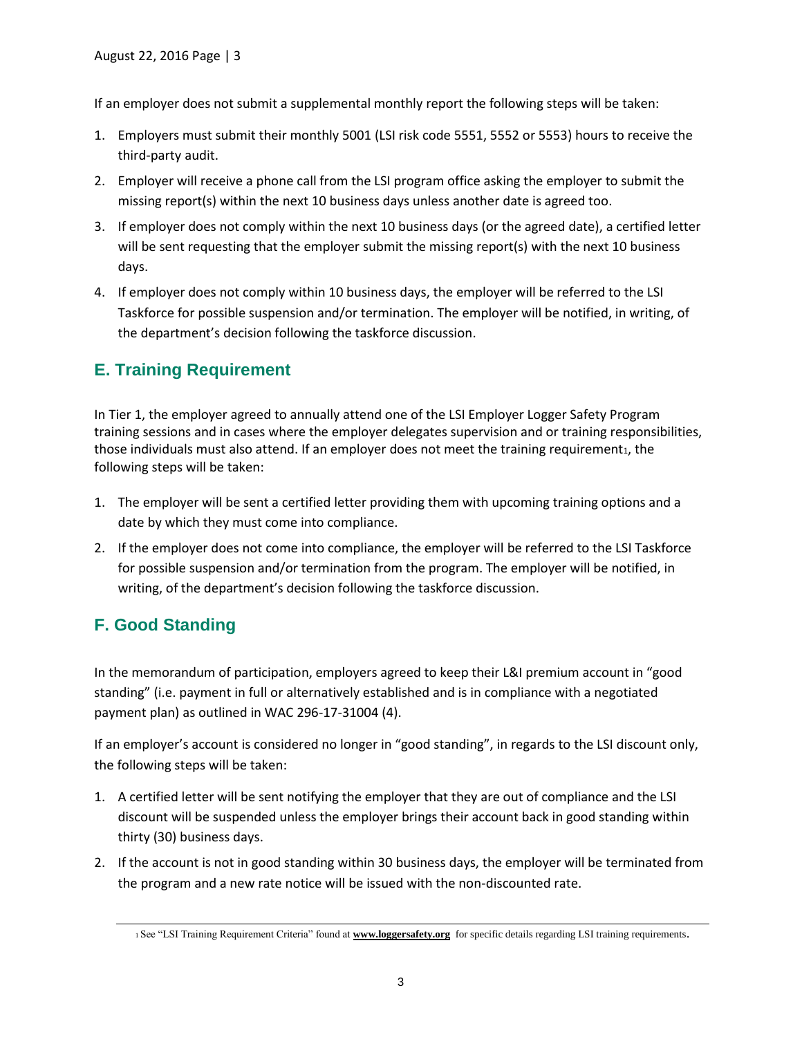If an employer does not submit a supplemental monthly report the following steps will be taken:

1. Employers must submit their monthly 5001 (LSI risk code 5551, 5552 or 5553) hours to receive the third-party audit.
2. Employer will receive a phone call from the LSI program office asking the employer to submit the missing report(s) within the next 10 business days unless another date is agreed too.
3. If employer does not comply within the next 10 business days (or the agreed date), a certified letter will be sent requesting that the employer submit the missing report(s) with the next 10 business days.
4. If employer does not comply within 10 business days, the employer will be referred to the LSI Taskforce for possible suspension and/or termination. The employer will be notified, in writing, of the department's decision following the taskforce discussion.

## E. Training Requirement

In Tier 1, the employer agreed to annually attend one of the LSI Employer Logger Safety Program training sessions and in cases where the employer delegates supervision and or training responsibilities, those individuals must also attend. If an employer does not meet the training requirement[1], the following steps will be taken:

1. The employer will be sent a certified letter providing them with upcoming training options and a date by which they must come into compliance.
2. If the employer does not come into compliance, the employer will be referred to the LSI Taskforce for possible suspension and/or termination from the program. The employer will be notified, in writing, of the department's decision following the taskforce discussion.

## F. Good Standing

In the memorandum of participation, employers agreed to keep their L&I premium account in "good standing" (i.e. payment in full or alternatively established and is in compliance with a negotiated payment plan) as outlined in WAC 296-17-31004 (4).

If an employer's account is considered no longer in "good standing", in regards to the LSI discount only, the following steps will be taken:

1. A certified letter will be sent notifying the employer that they are out of compliance and the LSI discount will be suspended unless the employer brings their account back in good standing within thirty (30) business days.
2. If the account is not in good standing within 30 business days, the employer will be terminated from the program and a new rate notice will be issued with the non-discounted rate.

---

[1] See "LSI Training Requirement Criteria" found at **www.loggersafety.org** for specific details regarding LSI training requirements.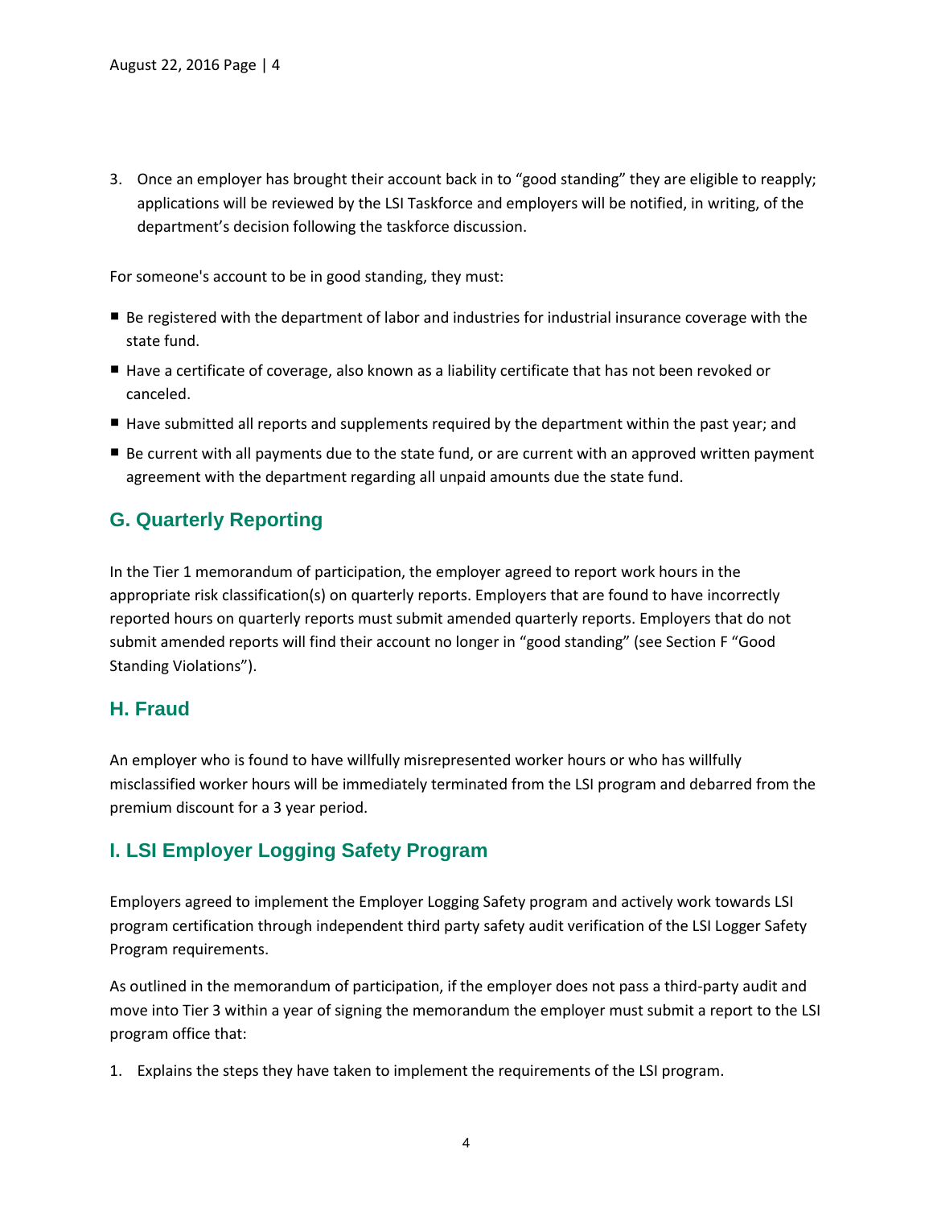3. Once an employer has brought their account back in to "good standing" they are eligible to reapply; applications will be reviewed by the LSI Taskforce and employers will be notified, in writing, of the department's decision following the taskforce discussion.

For someone's account to be in good standing, they must:

- Be registered with the department of labor and industries for industrial insurance coverage with the state fund.
- Have a certificate of coverage, also known as a liability certificate that has not been revoked or canceled.
- Have submitted all reports and supplements required by the department within the past year; and
- Be current with all payments due to the state fund, or are current with an approved written payment agreement with the department regarding all unpaid amounts due the state fund.

## G. Quarterly Reporting

In the Tier 1 memorandum of participation, the employer agreed to report work hours in the appropriate risk classification(s) on quarterly reports. Employers that are found to have incorrectly reported hours on quarterly reports must submit amended quarterly reports. Employers that do not submit amended reports will find their account no longer in "good standing" (see Section F "Good Standing Violations").

## H. Fraud

An employer who is found to have willfully misrepresented worker hours or who has willfully misclassified worker hours will be immediately terminated from the LSI program and debarred from the premium discount for a 3 year period.

## I. LSI Employer Logging Safety Program

Employers agreed to implement the Employer Logging Safety program and actively work towards LSI program certification through independent third party safety audit verification of the LSI Logger Safety Program requirements.

As outlined in the memorandum of participation, if the employer does not pass a third-party audit and move into Tier 3 within a year of signing the memorandum the employer must submit a report to the LSI program office that:

1. Explains the steps they have taken to implement the requirements of the LSI program.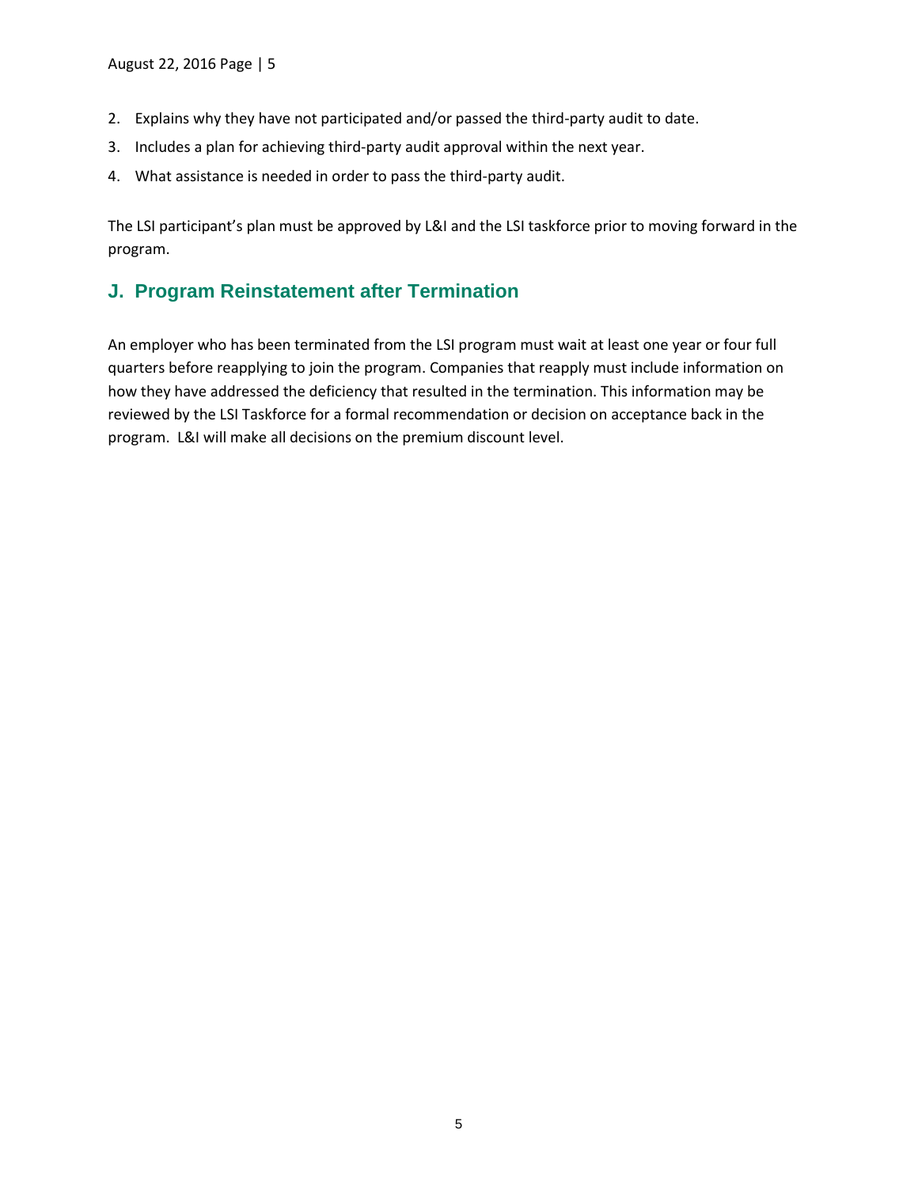2. Explains why they have not participated and/or passed the third-party audit to date.
3. Includes a plan for achieving third-party audit approval within the next year.
4. What assistance is needed in order to pass the third-party audit.

The LSI participant's plan must be approved by L&I and the LSI taskforce prior to moving forward in the program.

## J. Program Reinstatement after Termination

An employer who has been terminated from the LSI program must wait at least one year or four full quarters before reapplying to join the program. Companies that reapply must include information on how they have addressed the deficiency that resulted in the termination. This information may be reviewed by the LSI Taskforce for a formal recommendation or decision on acceptance back in the program. L&I will make all decisions on the premium discount level.